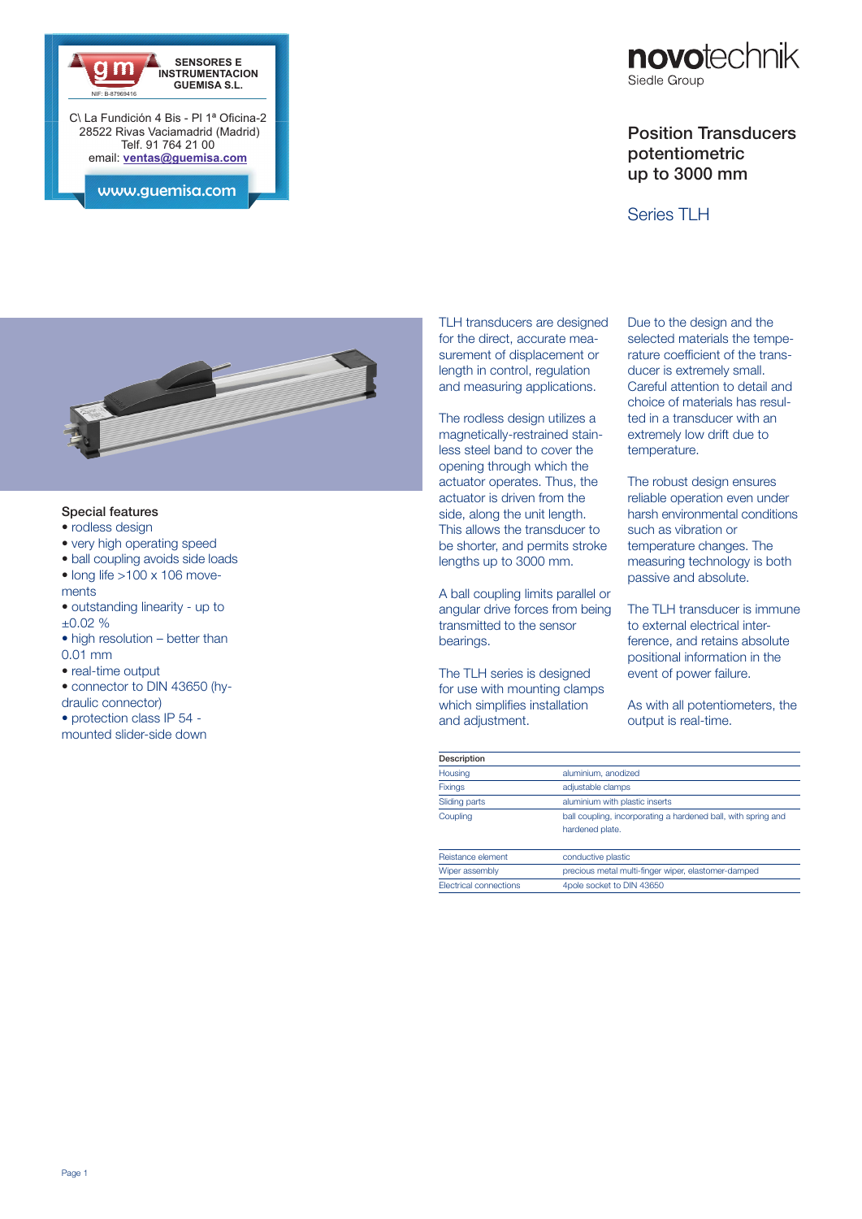**gm** SENSORES E INSTRUMENTACION GUEMISA S.L.

NIF: B-87969416

C\ La Fundición 4 Bis - Pl 1ª Oficina-2
28522 Rivas Vaciamadrid (Madrid)
Telf. 91 764 21 00
email: **ventas@guemisa.com**

www.guemisa.com

**novotechnik**
Siedle Group

# Position Transducers potentiometric up to 3000 mm

## Series TLH

### Special features

- rodless design
- very high operating speed
- ball coupling avoids side loads
- long life >100 x 106 movements
- outstanding linearity - up to ±0.02 %
- high resolution – better than 0.01 mm
- real-time output
- connector to DIN 43650 (hydraulic connector)
- protection class IP 54 - mounted slider-side down

TLH transducers are designed for the direct, accurate measurement of displacement or length in control, regulation and measuring applications.

The rodless design utilizes a magnetically-restrained stainless steel band to cover the opening through which the actuator operates. Thus, the actuator is driven from the side, along the unit length. This allows the transducer to be shorter, and permits stroke lengths up to 3000 mm.

A ball coupling limits parallel or angular drive forces from being transmitted to the sensor bearings.

The TLH series is designed for use with mounting clamps which simplifies installation and adjustment.

Due to the design and the selected materials the temperature coefficient of the transducer is extremely small. Careful attention to detail and choice of materials has resulted in a transducer with an extremely low drift due to temperature.

The robust design ensures reliable operation even under harsh environmental conditions such as vibration or temperature changes. The measuring technology is both passive and absolute.

The TLH transducer is immune to external electrical interference, and retains absolute positional information in the event of power failure.

As with all potentiometers, the output is real-time.

| Description | |
|---|---|
| Housing | aluminium, anodized |
| Fixings | adjustable clamps |
| Sliding parts | aluminium with plastic inserts |
| Coupling | ball coupling, incorporating a hardened ball, with spring and hardened plate. |
| Reistance element | conductive plastic |
| Wiper assembly | precious metal multi-finger wiper, elastomer-damped |
| Electrical connections | 4pole socket to DIN 43650 |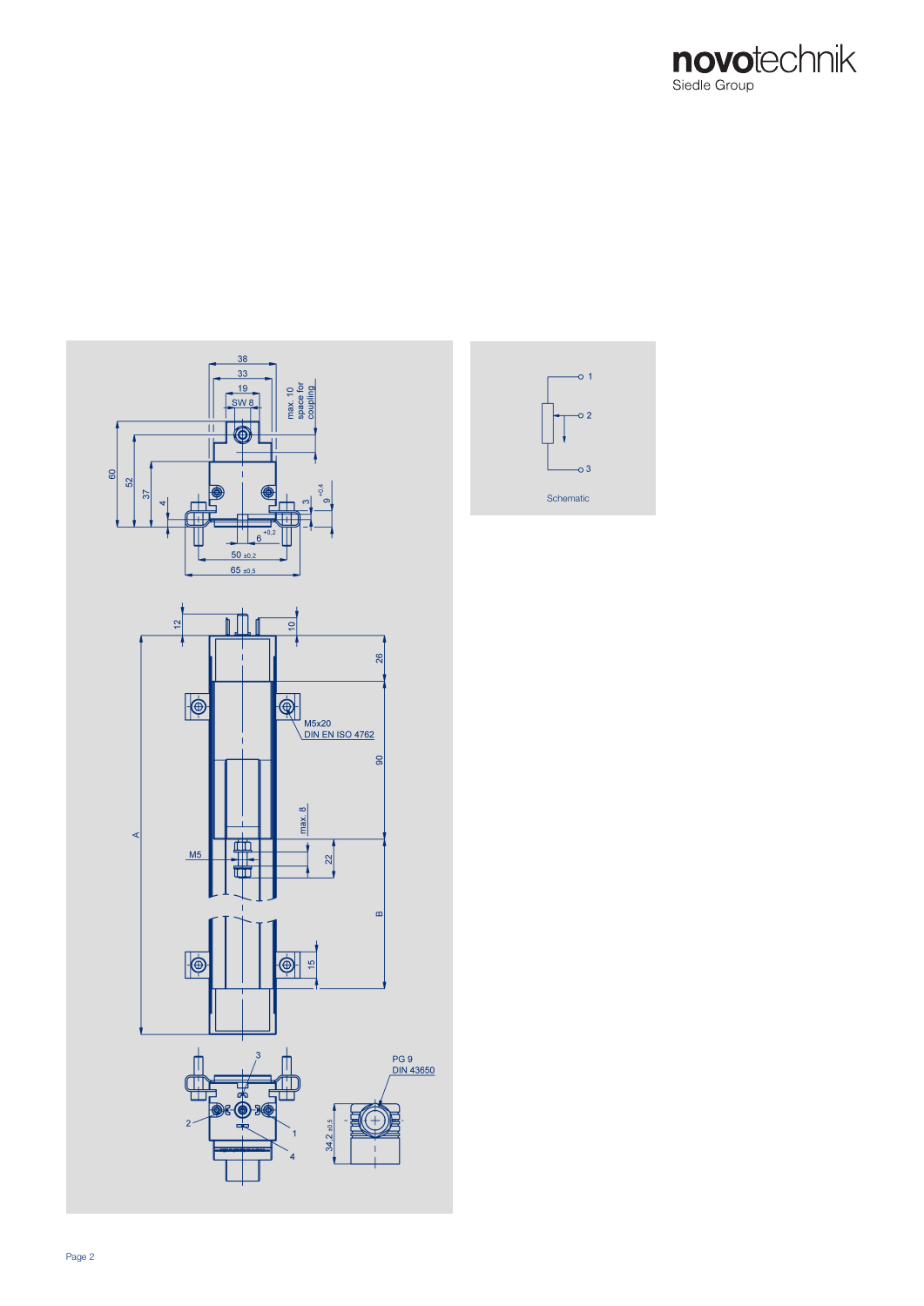max. 10 space for coupling

SW 8

M5x20
DIN EN ISO 4762

M5

PG 9
DIN 43650

Schematic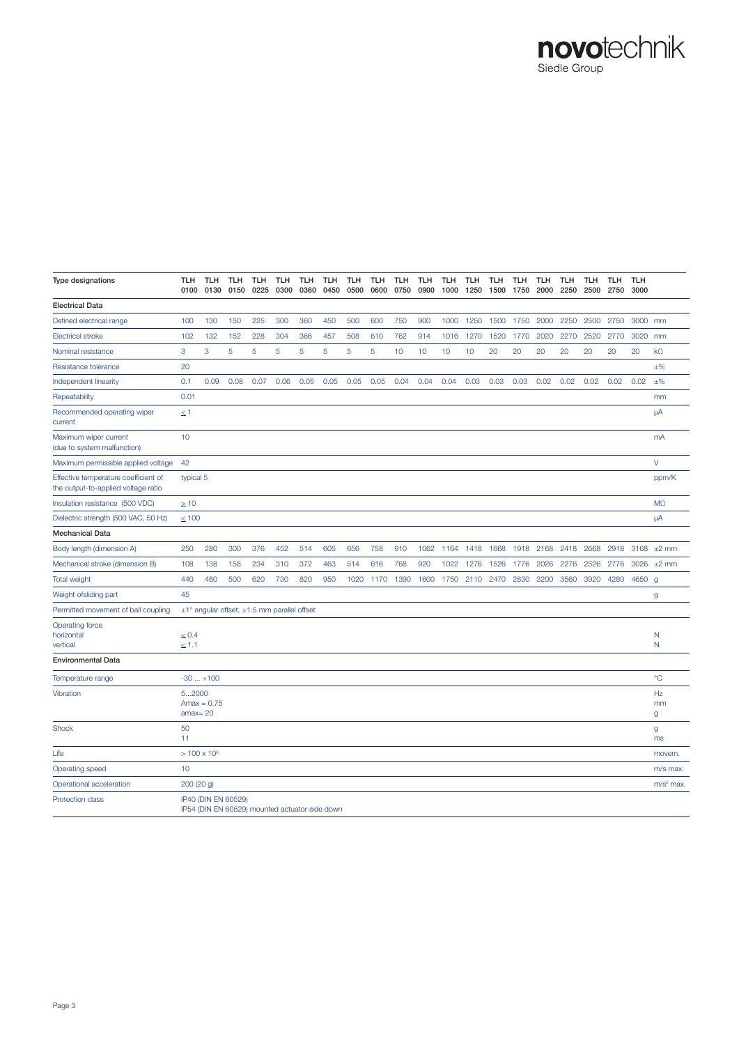| Type designations | TLH 0100 | TLH 0130 | TLH 0150 | TLH 0225 | TLH 0300 | TLH 0360 | TLH 0450 | TLH 0500 | TLH 0600 | TLH 0750 | TLH 0900 | TLH 1000 | TLH 1250 | TLH 1500 | TLH 1750 | TLH 2000 | TLH 2250 | TLH 2500 | TLH 2750 | TLH 3000 | |
|---|---|---|---|---|---|---|---|---|---|---|---|---|---|---|---|---|---|---|---|---|---|
| **Electrical Data** | | | | | | | | | | | | | | | | | | | | | |
| Defined electrical range | 100 | 130 | 150 | 225 | 300 | 360 | 450 | 500 | 600 | 750 | 900 | 1000 | 1250 | 1500 | 1750 | 2000 | 2250 | 2500 | 2750 | 3000 | mm |
| Electrical stroke | 102 | 132 | 152 | 228 | 304 | 366 | 457 | 508 | 610 | 762 | 914 | 1016 | 1270 | 1520 | 1770 | 2020 | 2270 | 2520 | 2770 | 3020 | mm |
| Nominal resistance | 3 | 3 | 5 | 5 | 5 | 5 | 5 | 5 | 5 | 10 | 10 | 10 | 10 | 20 | 20 | 20 | 20 | 20 | 20 | 20 | kΩ |
| Resistance tolerance | 20 | | | | | | | | | | | | | | | | | | | | ±% |
| Independent linearity | 0.1 | 0.09 | 0.08 | 0.07 | 0.06 | 0.05 | 0.05 | 0.05 | 0.05 | 0.04 | 0.04 | 0.04 | 0.03 | 0.03 | 0.03 | 0.02 | 0.02 | 0.02 | 0.02 | 0.02 | ±% |
| Repeatability | 0.01 | | | | | | | | | | | | | | | | | | | | mm |
| Recommended operating wiper current | ≤ 1 | | | | | | | | | | | | | | | | | | | | μA |
| Maximum wiper current (due to system malfunction) | 10 | | | | | | | | | | | | | | | | | | | | mA |
| Maximum permissible applied voltage | 42 | | | | | | | | | | | | | | | | | | | | V |
| Effective temperature coefficient of the output-to-applied voltage ratio | typical 5 | | | | | | | | | | | | | | | | | | | | ppm/K |
| Insulation resistance (500 VDC) | ≥ 10 | | | | | | | | | | | | | | | | | | | | MΩ |
| Dielectric strength (500 VAC, 50 Hz) | ≤ 100 | | | | | | | | | | | | | | | | | | | | μA |
| **Mechanical Data** | | | | | | | | | | | | | | | | | | | | | |
| Body length (dimension A) | 250 | 280 | 300 | 376 | 452 | 514 | 605 | 656 | 758 | 910 | 1062 | 1164 | 1418 | 1668 | 1918 | 2168 | 2418 | 2668 | 2918 | 3168 | ±2 mm |
| Mechanical stroke (dimension B) | 108 | 138 | 158 | 234 | 310 | 372 | 463 | 514 | 616 | 768 | 920 | 1022 | 1276 | 1526 | 1776 | 2026 | 2276 | 2526 | 2776 | 3026 | ±2 mm |
| Total weight | 440 | 480 | 500 | 620 | 730 | 820 | 950 | 1020 | 1170 | 1390 | 1600 | 1750 | 2110 | 2470 | 2830 | 3200 | 3560 | 3920 | 4280 | 4650 | g |
| Weight ofsliding part | 45 | | | | | | | | | | | | | | | | | | | | g |
| Permitted movement of ball coupling | ±1° angular offset, ±1.5 mm parallel offset | | | | | | | | | | | | | | | | | | | | |
| Operating force horizontal vertical | ≤ 0.4 ≤ 1.1 | | | | | | | | | | | | | | | | | | | | N N |
| **Environmental Data** | | | | | | | | | | | | | | | | | | | | | |
| Temperature range | -30 ... +100 | | | | | | | | | | | | | | | | | | | | °C |
| Vibration | 5...2000 Amax = 0.75 amax= 20 | | | | | | | | | | | | | | | | | | | | Hz mm g |
| Shock | 50 11 | | | | | | | | | | | | | | | | | | | | g ms |
| Life | > 100 x $10^6$ | | | | | | | | | | | | | | | | | | | | movem. |
| Operating speed | 10 | | | | | | | | | | | | | | | | | | | | m/s max. |
| Operational acceleration | 200 (20 g) | | | | | | | | | | | | | | | | | | | | $m/s^2$ max. |
| Protection class | IP40 (DIN EN 60529) IP54 (DIN EN 60529) mounted actuator side down | | | | | | | | | | | | | | | | | | | | |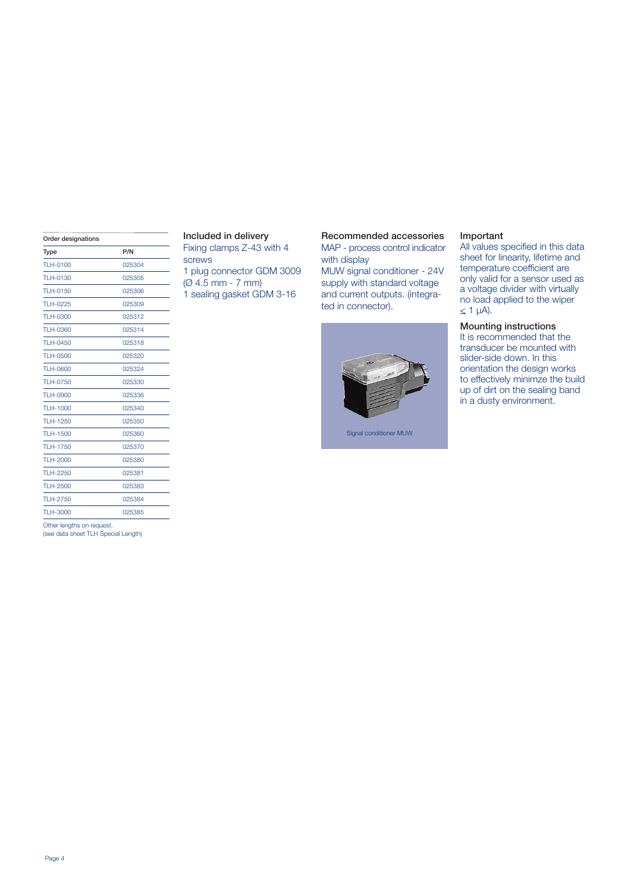**Order designations**

| Type | P/N |
|---|---|
| TLH-0100 | 025304 |
| TLH-0130 | 025305 |
| TLH-0150 | 025306 |
| TLH-0225 | 025309 |
| TLH-0300 | 025312 |
| TLH-0360 | 025314 |
| TLH-0450 | 025318 |
| TLH-0500 | 025320 |
| TLH-0600 | 025324 |
| TLH-0750 | 025330 |
| TLH-0900 | 025336 |
| TLH-1000 | 025340 |
| TLH-1250 | 025350 |
| TLH-1500 | 025360 |
| TLH-1750 | 025370 |
| TLH-2000 | 025380 |
| TLH-2250 | 025381 |
| TLH-2500 | 025383 |
| TLH-2750 | 025384 |
| TLH-3000 | 025385 |

Other lengths on request.
(see data sheet TLH Special Length)

### Included in delivery

Fixing clamps Z-43 with 4 screws
1 plug connector GDM 3009 (Ø 4.5 mm - 7 mm)
1 sealing gasket GDM 3-16

### Recommended accessories

MAP - process control indicator with display
MUW signal conditioner - 24V supply with standard voltage and current outputs. (integrated in connector).

Signal conditioner MUW

### Important

All values specified in this data sheet for linearity, lifetime and temperature coefficient are only valid for a sensor used as a voltage divider with virtually no load applied to the wiper ≤ 1 µA).

### Mounting instructions

It is recommended that the transducer be mounted with slider-side down. In this orientation the design works to effectively minimze the build up of dirt on the sealing band in a dusty environment.